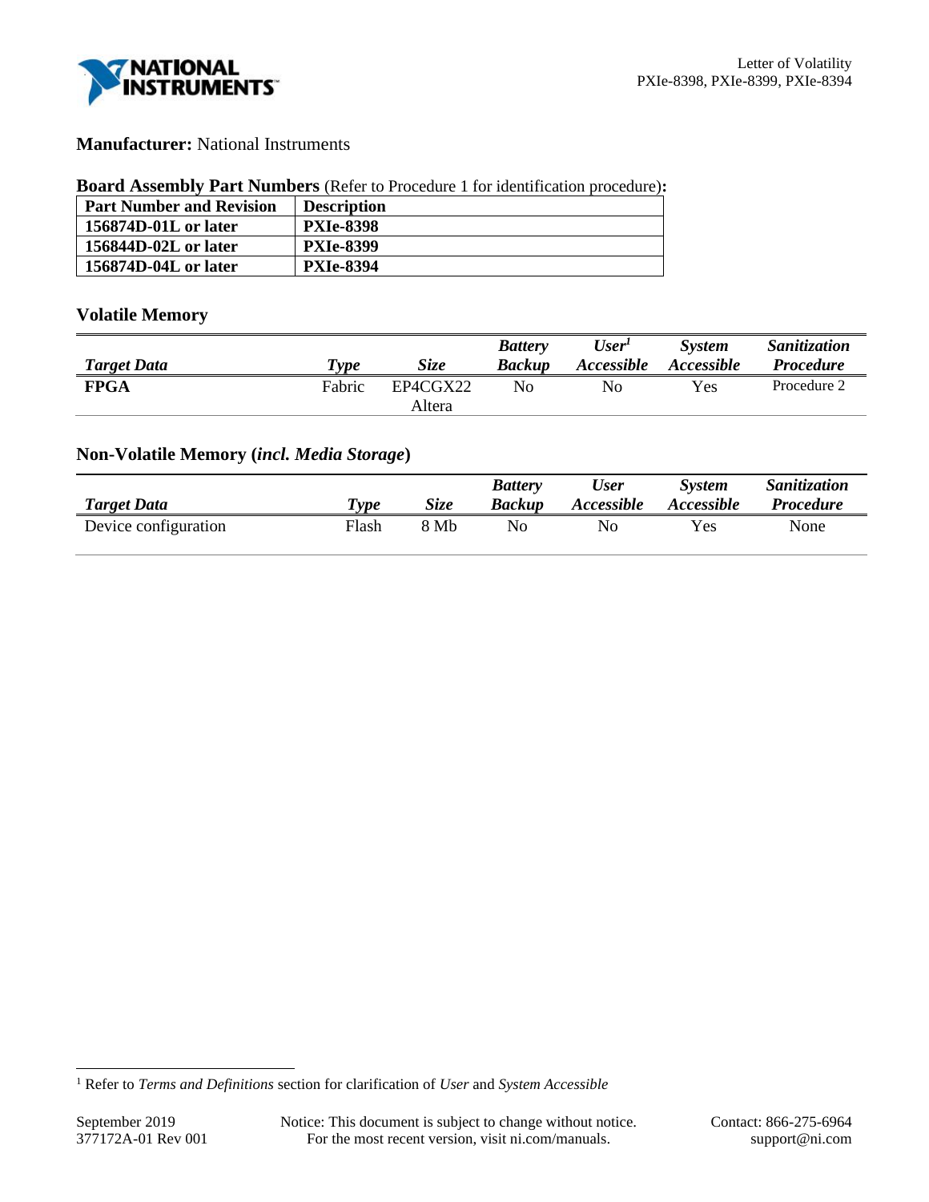**Manufacturer:** National Instruments

**Board Assembly Part Numbers** (Refer to Procedure 1 for identification procedure)**:**

| Part Number and Revision | Description |
|---|---|
| **156874D-01L or later** | **PXIe-8398** |
| **156844D-02L or later** | **PXIe-8399** |
| **156874D-04L or later** | **PXIe-8394** |

## Volatile Memory

| *Target Data* | *Type* | *Size* | *Battery Backup* | *User[1] Accessible* | *System Accessible* | *Sanitization Procedure* |
|---|---|---|---|---|---|---|
| **FPGA** | Fabric | EP4CGX22 Altera | No | No | Yes | Procedure 2 |

## Non-Volatile Memory (*incl. Media Storage*)

| *Target Data* | *Type* | *Size* | *Battery Backup* | *User Accessible* | *System Accessible* | *Sanitization Procedure* |
|---|---|---|---|---|---|---|
| Device configuration | Flash | 8 Mb | No | No | Yes | None |

[1] Refer to *Terms and Definitions* section for clarification of *User* and *System Accessible*

September 2019
377172A-01 Rev 001

Notice: This document is subject to change without notice.
For the most recent version, visit ni.com/manuals.

Contact: 866-275-6964
support@ni.com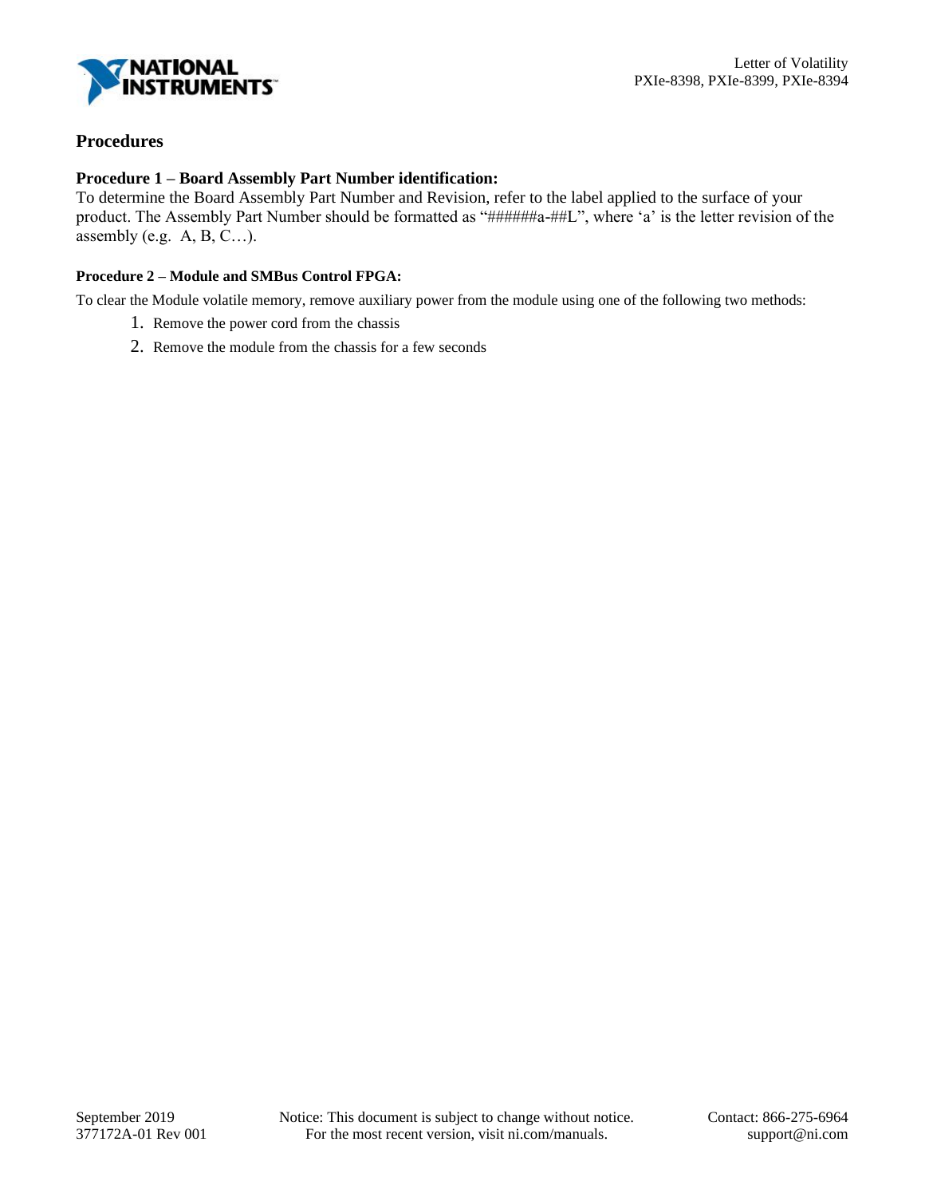## Procedures

### Procedure 1 – Board Assembly Part Number identification:

To determine the Board Assembly Part Number and Revision, refer to the label applied to the surface of your product. The Assembly Part Number should be formatted as "######a-##L", where 'a' is the letter revision of the assembly (e.g. A, B, C…).

#### Procedure 2 – Module and SMBus Control FPGA:

To clear the Module volatile memory, remove auxiliary power from the module using one of the following two methods:

1. Remove the power cord from the chassis
2. Remove the module from the chassis for a few seconds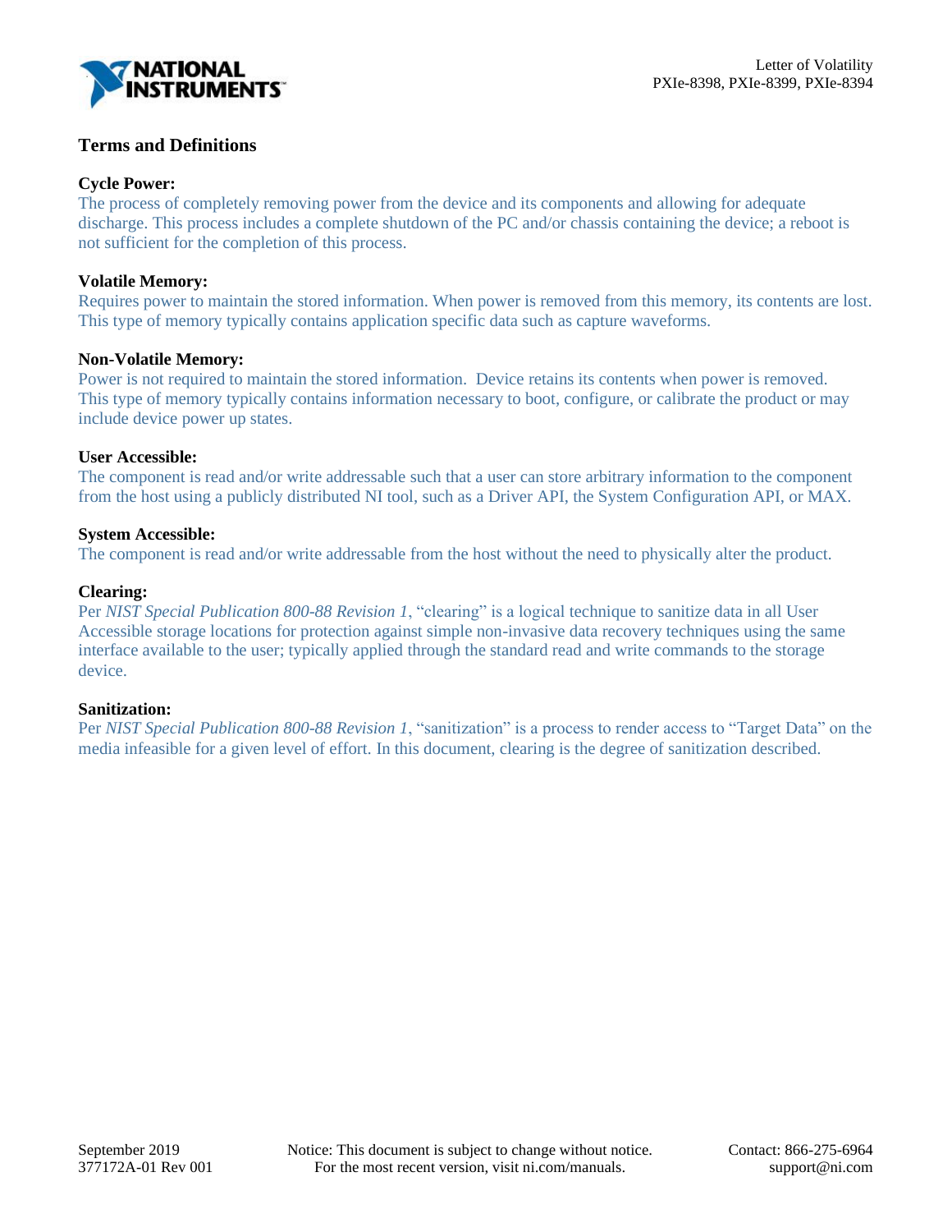## Terms and Definitions

**Cycle Power:**

The process of completely removing power from the device and its components and allowing for adequate discharge. This process includes a complete shutdown of the PC and/or chassis containing the device; a reboot is not sufficient for the completion of this process.

**Volatile Memory:**

Requires power to maintain the stored information. When power is removed from this memory, its contents are lost. This type of memory typically contains application specific data such as capture waveforms.

**Non-Volatile Memory:**

Power is not required to maintain the stored information. Device retains its contents when power is removed. This type of memory typically contains information necessary to boot, configure, or calibrate the product or may include device power up states.

**User Accessible:**

The component is read and/or write addressable such that a user can store arbitrary information to the component from the host using a publicly distributed NI tool, such as a Driver API, the System Configuration API, or MAX.

**System Accessible:**

The component is read and/or write addressable from the host without the need to physically alter the product.

**Clearing:**

Per *NIST Special Publication 800-88 Revision 1*, "clearing" is a logical technique to sanitize data in all User Accessible storage locations for protection against simple non-invasive data recovery techniques using the same interface available to the user; typically applied through the standard read and write commands to the storage device.

**Sanitization:**

Per *NIST Special Publication 800-88 Revision 1*, "sanitization" is a process to render access to "Target Data" on the media infeasible for a given level of effort. In this document, clearing is the degree of sanitization described.